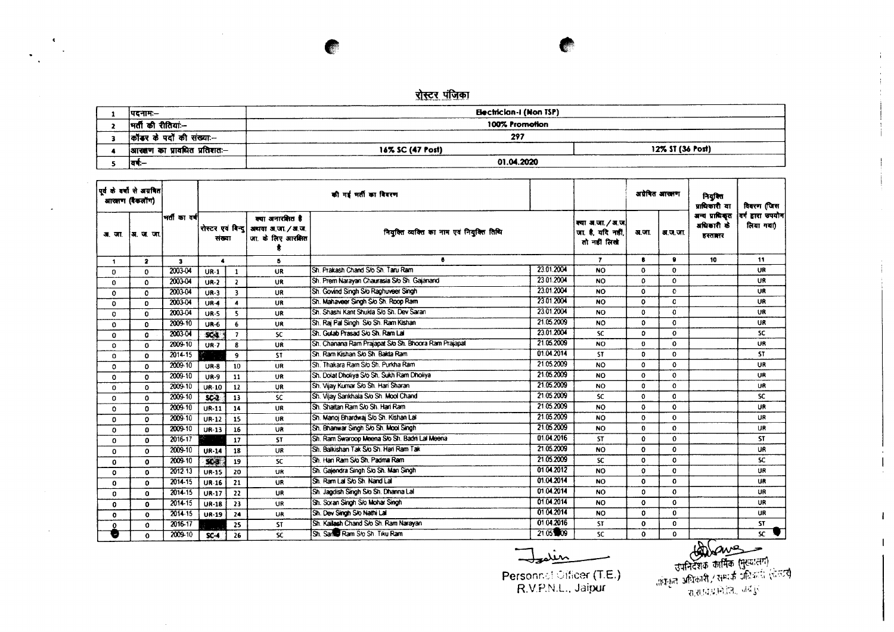# रोस्टर पंजिका

| | | | |
|---|---|---|---|
| 1 | पदनाम:– | Electrician-I (Non TSP) | |
| 2 | भर्ती की रीतियां:– | 100% Promotion | |
| 3 | कॉडर के पदों की संख्या:– | 297 | |
| 4 | आरक्षण का प्रावधित प्रतिशत:– | 16% SC (47 Post) | 12% ST (36 Post) |
| 5 | वर्ष:– | 01.04.2020 | |

| पूर्व के वर्षों से अग्रेषित आरक्षण (बैकलॉग) | | भर्ती का वर्ष | की गई भर्ती का विवरण | | | | | | अग्रेषित आरक्षण | | नियुक्ति प्राधिकारी या अन्य प्राधिकृत अधिकारी के हस्ताक्षर | विवरण (जिस वर्ग द्वारा उपयोग लिया गया) |
|---|---|---|---|---|---|---|---|---|---|---|---|---|
| अ. जा. | अ. ज. जा. | | रोस्टर एवं बिन्दु संख्या | | क्या अनारक्षित है अथवा अ.जा. / अ.ज. जा. के लिए आरक्षित है | नियुक्ति व्यक्ति का नाम एवं नियुक्ति तिथि | | क्या अ.जा. / अ.ज. जा. है, यदि नहीं, तो नहीं लिखे | अ.जा. | अ.ज.जा. | | |
| 1 | 2 | 3 | 4 | | 5 | 6 | | 7 | 8 | 9 | 10 | 11 |
| 0 | 0 | 2003-04 | UR-1 | 1 | UR | Sh. Prakash Chand S/o Sh. Taru Ram | 23.01.2004 | NO | 0 | 0 | | UR |
| 0 | 0 | 2003-04 | UR-2 | 2 | UR | Sh. Prem Narayan Chaurasia S/o Sh. Gajanand | 23.01.2004 | NO | 0 | 0 | | UR |
| 0 | 0 | 2003-04 | UR-3 | 3 | UR | Sh. Govind Singh S/o Raghuveer Singh | 23.01.2004 | NO | 0 | 0 | | UR |
| 0 | 0 | 2003-04 | UR-4 | 4 | UR | Sh. Mahaveer Singh S/o Sh. Roop Ram | 23.01.2004 | NO | 0 | 0 | | UR |
| 0 | 0 | 2003-04 | UR-5 | 5 | UR | Sh. Shashi Kant Shukla S/o Sh. Dev Saran | 23.01.2004 | NO | 0 | 0 | | UR |
| 0 | 0 | 2009-10 | UR-6 | 6 | UR | Sh. Raj Pal Singh S/o Sh. Ram Kishan | 21.05.2009 | NO | 0 | 0 | | UR |
| 0 | 0 | 2003-04 | SC-1 | 7 | SC | Sh. Gulab Prasad S/o Sh. Ram Lal | 23.01.2004 | SC | 0 | 0 | | SC |
| 0 | 0 | 2009-10 | UR-7 | 8 | UR | Sh. Chanana Ram Prajapat S/o Sh. Bhoora Ram Prajapat | 21.05.2009 | NO | 0 | 0 | | UR |
| 0 | 0 | 2014-15 | | 9 | ST | Sh. Ram Kishan S/o Sh. Bakta Ram | 01.04.2014 | ST | 0 | 0 | | ST |
| 0 | 0 | 2009-10 | UR-8 | 10 | UR | Sh. Thakara Ram S/o Sh. Purkha Ram | 21.05.2009 | NO | 0 | 0 | | UR |
| 0 | 0 | 2009-10 | UR-9 | 11 | UR | Sh. Dolat Dholiya S/o Sh. Sukh Ram Dholiya | 21.05.2009 | NO | 0 | 0 | | UR |
| 0 | 0 | 2009-10 | UR-10 | 12 | UR | Sh. Vijay Kumar S/o Sh. Hari Sharan | 21.05.2009 | NO | 0 | 0 | | UR |
| 0 | 0 | 2009-10 | SC-2 | 13 | SC | Sh. Vijay Sankhala S/o Sh. Mool Chand | 21.05.2009 | SC | 0 | 0 | | SC |
| 0 | 0 | 2009-10 | UR-11 | 14 | UR | Sh. Shaitan Ram S/o Sh. Hari Ram | 21.05.2009 | NO | 0 | 0 | | UR |
| 0 | 0 | 2009-10 | UR-12 | 15 | UR | Sh. Manoj Bhardwaj S/o Sh. Kishan Lal | 21.05.2009 | NO | 0 | 0 | | UR |
| 0 | 0 | 2009-10 | UR-13 | 16 | UR | Sh. Bhanwar Singh S/o Sh. Mool Singh | 21.05.2009 | NO | 0 | 0 | | UR |
| 0 | 0 | 2016-17 | | 17 | ST | Sh. Ram Swaroop Meena S/o Sh. Badri Lal Meena | 01.04.2016 | ST | 0 | 0 | | ST |
| 0 | 0 | 2009-10 | UR-14 | 18 | UR | Sh. Balkishan Tak S/o Sh. Hari Ram Tak | 21.05.2009 | NO | 0 | 0 | | UR |
| 0 | 0 | 2009-10 | SC-3 | 19 | SC | Sh. Hari Ram S/o Sh. Padma Ram | 21.05.2009 | SC | 0 | 0 | | SC |
| 0 | 0 | 2012-13 | UR-15 | 20 | UR | Sh. Gajendra Singh S/o Sh. Man Singh | 01.04.2012 | NO | 0 | 0 | | UR |
| 0 | 0 | 2014-15 | UR-16 | 21 | UR | Sh. Ram Lal S/o Sh. Nand Lal | 01.04.2014 | NO | 0 | 0 | | UR |
| 0 | 0 | 2014-15 | UR-17 | 22 | UR | Sh. Jagdish Singh S/o Sh. Dhanna Lal | 01.04.2014 | NO | 0 | 0 | | UR |
| 0 | 0 | 2014-15 | UR-18 | 23 | UR | Sh. Soran Singh S/o Mohar Singh | 01.04.2014 | NO | 0 | 0 | | UR |
| 0 | 0 | 2014-15 | UR-19 | 24 | UR | Sh. Dev Singh S/o Nathi Lal | 01.04.2014 | NO | 0 | 0 | | UR |
| 0 | 0 | 2016-17 | | 25 | ST | Sh. Kailash Chand S/o Sh. Ram Narayan | 01.04.2016 | ST | 0 | 0 | | ST |
| 0 | 0 | 2009-10 | SC-4 | 26 | SC | Sh. Santo Ram S/o Sh. Tiku Ram | 21.05.2009 | SC | 0 | 0 | | SC |

Personnel Officer (T.E.)
R.V.P.N.L., Jaipur

उपनिदेशक कार्मिक (मुख्यालय)
संपर्क अधिकारी / सम्पर्क अधिकारी (रोस्टर)
रा.रा.वि.प्र.नि.लि., जयपुर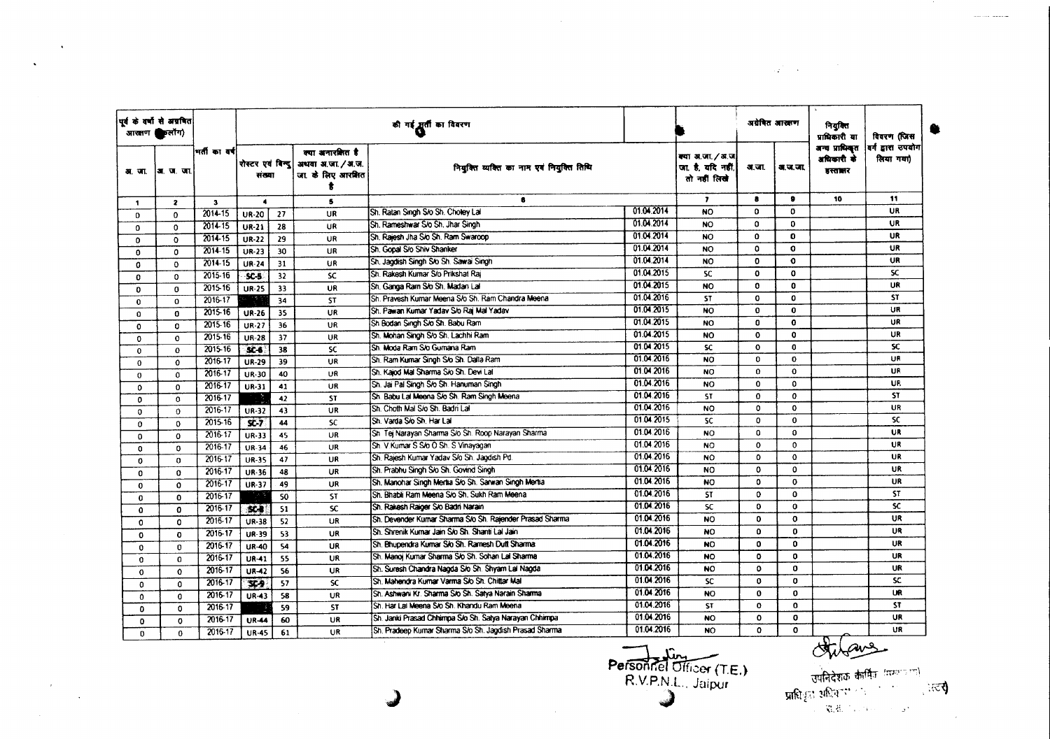| पूर्व के वर्षों से अग्रेषित आरक्षण (बैकलॉग) | | भर्ती का वर्ष | की गई भर्ती का विवरण | | | | | | अग्रेषित आरक्षण | | नियुक्ति प्राधिकारी या अन्य प्राधिकृत अधिकारी के हस्ताक्षर | विवरण (जिस वर्ग द्वारा उपयोग लिया गया) |
|---|---|---|---|---|---|---|---|---|---|---|---|---|
| अ. जा. | अ. ज. जा. | | रोस्टर एवं बिन्दु संख्या | | क्या अनारक्षित है अथवा अ.जा. / अ.ज. जा. के लिए आरक्षित है | नियुक्त व्यक्ति का नाम एवं नियुक्ति तिथि | | क्या अ.जा. / अ.ज. जा. है, यदि नहीं, तो नहीं लिखें | अ.जा. | अ.ज.जा. | | |
| 1 | 2 | 3 | 4 | | 5 | 6 | | 7 | 8 | 9 | 10 | 11 |
| 0 | 0 | 2014-15 | UR-20 | 27 | UR | Sh. Ratan Singh S/o Sh. Choley Lal | 01.04.2014 | NO | 0 | 0 | | UR |
| 0 | 0 | 2014-15 | UR-21 | 28 | UR | Sh. Rameshwar S/o Sh. Jhar Singh | 01.04.2014 | NO | 0 | 0 | | UR |
| 0 | 0 | 2014-15 | UR-22 | 29 | UR | Sh. Rajesh Jha S/o Sh. Ram Swaroop | 01.04.2014 | NO | 0 | 0 | | UR |
| 0 | 0 | 2014-15 | UR-23 | 30 | UR | Sh. Gopal S/o Shiv Shanker | 01.04.2014 | NO | 0 | 0 | | UR |
| 0 | 0 | 2014-15 | UR-24 | 31 | UR | Sh. Jagdish Singh S/o Sh. Sawai Singh | 01.04.2014 | NO | 0 | 0 | | UR |
| 0 | 0 | 2015-16 | SC-5 | 32 | SC | Sh. Rakesh Kumar S/o Prikshat Raj | 01.04.2015 | SC | 0 | 0 | | SC |
| 0 | 0 | 2015-16 | UR-25 | 33 | UR | Sh. Ganga Ram S/o Sh. Madan Lal | 01.04.2015 | NO | 0 | 0 | | UR |
| 0 | 0 | 2016-17 | | 34 | ST | Sh. Pravesh Kumar Meena S/o Sh. Ram Chandra Meena | 01.04.2016 | ST | 0 | 0 | | ST |
| 0 | 0 | 2015-16 | UR-26 | 35 | UR | Sh. Pawan Kumar Yadav S/o Raj Mal Yadav | 01.04.2015 | NO | 0 | 0 | | UR |
| 0 | 0 | 2015-16 | UR-27 | 36 | UR | Sh Bodan Singh S/o Sh. Babu Ram | 01.04.2015 | NO | 0 | 0 | | UR |
| 0 | 0 | 2015-16 | UR-28 | 37 | UR | Sh. Mohan Singh S/o Sh. Lachhi Ram | 01.04.2015 | NO | 0 | 0 | | UR |
| 0 | 0 | 2015-16 | SC-6 | 38 | SC | Sh. Moda Ram S/o Gumana Ram | 01.04.2015 | SC | 0 | 0 | | SC |
| 0 | 0 | 2016-17 | UR-29 | 39 | UR | Sh. Ram Kumar Singh S/o Sh. Dalla Ram | 01.04.2016 | NO | 0 | 0 | | UR |
| 0 | 0 | 2016-17 | UR-30 | 40 | UR | Sh. Kajod Mal Sharma S/o Sh. Devi Lal | 01.04.2016 | NO | 0 | 0 | | UR |
| 0 | 0 | 2016-17 | UR-31 | 41 | UR | Sh. Jai Pal Singh S/o Sh. Hanuman Singh | 01.04.2016 | NO | 0 | 0 | | UR |
| 0 | 0 | 2016-17 | | 42 | ST | Sh. Babu Lal Meena S/o Sh. Ram Singh Meena | 01.04.2016 | ST | 0 | 0 | | ST |
| 0 | 0 | 2016-17 | UR-32 | 43 | UR | Sh. Choth Mal S/o Sh. Badri Lal | 01.04.2016 | NO | 0 | 0 | | UR |
| 0 | 0 | 2015-16 | SC-7 | 44 | SC | Sh. Varda S/o Sh. Har Lal | 01.04.2015 | SC | 0 | 0 | | SC |
| 0 | 0 | 2016-17 | UR-33 | 45 | UR | Sh. Tej Narayan Sharma S/o Sh. Roop Narayan Sharma | 01.04.2016 | NO | 0 | 0 | | UR |
| 0 | 0 | 2016-17 | UR-34 | 46 | UR | Sh. V Kumar S S/o O Sh. S Vinayagan | 01.04.2016 | NO | 0 | 0 | | UR |
| 0 | 0 | 2016-17 | UR-35 | 47 | UR | Sh. Rajesh Kumar Yadav S/o Sh. Jagdish Pd. | 01.04.2016 | NO | 0 | 0 | | UR |
| 0 | 0 | 2016-17 | UR-36 | 48 | UR | Sh. Prabhu Singh S/o Sh. Govind Singh | 01.04.2016 | NO | 0 | 0 | | UR |
| 0 | 0 | 2016-17 | UR-37 | 49 | UR | Sh. Manohar Singh Merta S/o Sh. Sarwan Singh Merta | 01.04.2016 | NO | 0 | 0 | | UR |
| 0 | 0 | 2016-17 | | 50 | ST | Sh. Bhabli Ram Meena S/o Sh. Sukh Ram Meena | 01.04.2016 | ST | 0 | 0 | | ST |
| 0 | 0 | 2016-17 | SC-8 | 51 | SC | Sh. Rakesh Raiger S/o Badri Narain | 01.04.2016 | SC | 0 | 0 | | SC |
| 0 | 0 | 2016-17 | UR-38 | 52 | UR | Sh. Devender Kumar Sharma S/o Sh. Rajender Prasad Sharma | 01.04.2016 | NO | 0 | 0 | | UR |
| 0 | 0 | 2016-17 | UR-39 | 53 | UR | Sh. Shrenik Kumar Jain S/o Sh. Shanti Lal Jain | 01.04.2016 | NO | 0 | 0 | | UR |
| 0 | 0 | 2016-17 | UR-40 | 54 | UR | Sh. Bhupendra Kumar S/o Sh. Ramesh Dutt Sharma | 01.04.2016 | NO | 0 | 0 | | UR |
| 0 | 0 | 2016-17 | UR-41 | 55 | UR | Sh. Manoj Kumar Sharma S/o Sh. Sohan Lal Sharma | 01.04.2016 | NO | 0 | 0 | | UR |
| 0 | 0 | 2016-17 | UR-42 | 56 | UR | Sh. Suresh Chandra Nagda S/o Sh. Shyam Lal Nagda | 01.04.2016 | NO | 0 | 0 | | UR |
| 0 | 0 | 2016-17 | SC-9 | 57 | SC | Sh. Mahendra Kumar Varma S/o Sh. Chittar Mal | 01.04.2016 | SC | 0 | 0 | | SC |
| 0 | 0 | 2016-17 | UR-43 | 58 | UR | Sh. Ashwani Kr. Sharma S/o Sh. Satya Narain Sharma | 01.04.2016 | NO | 0 | 0 | | UR |
| 0 | 0 | 2016-17 | | 59 | ST | Sh. Har Lal Meena S/o Sh. Khandu Ram Meena | 01.04.2016 | ST | 0 | 0 | | ST |
| 0 | 0 | 2016-17 | UR-44 | 60 | UR | Sh. Janki Prasad Chhimpa S/o Sh. Satya Narayan Chhimpa | 01.04.2016 | NO | 0 | 0 | | UR |
| 0 | 0 | 2016-17 | UR-45 | 61 | UR | Sh. Pradeep Kumar Sharma S/o Sh. Jagdish Prasad Sharma | 01.04.2016 | NO | 0 | 0 | | UR |

Personnel Officer (T.E.)
R.V.P.N.L., Jaipur

उपनिदेशक कार्मिक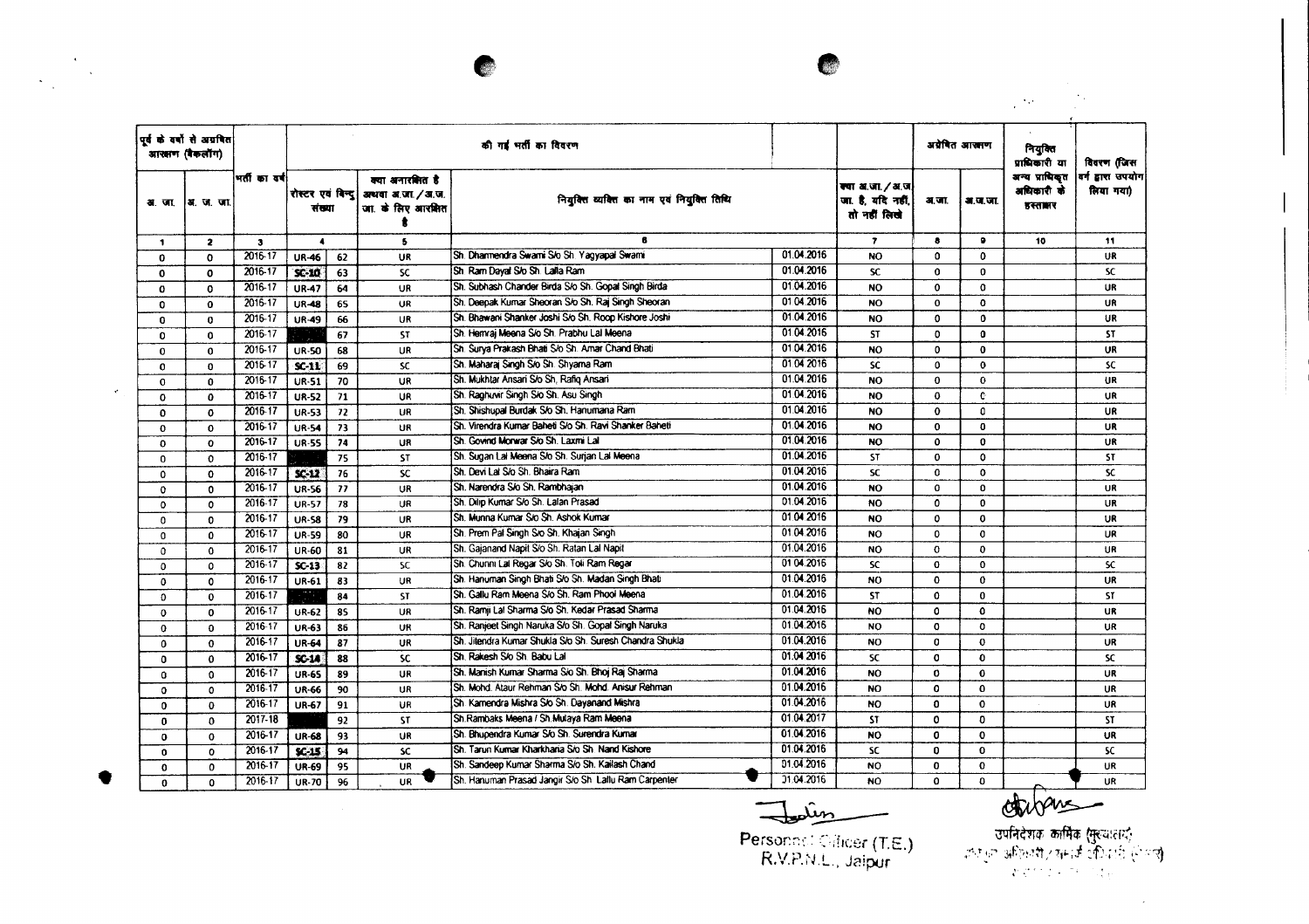| पूर्व के वर्षों से अग्रेषित आरक्षण (बैकलॉग) | | भर्ती का वर्ष | की गई भर्ती का विवरण | | | | | | अग्रेषित आरक्षण | | नियुक्ति प्राधिकारी या अन्य प्राधिकृत अधिकारी के हस्ताक्षर | विवरण (जिस वर्ग द्वारा उपयोग लिया गया) |
|---|---|---|---|---|---|---|---|---|---|---|---|---|
| अ. जा. | अ. ज. जा. | | रोस्टर एवं बिन्दु संख्या | | क्या अनारक्षित है अथवा अ.जा./अ.ज.जा. के लिए आरक्षित है | नियुक्त व्यक्ति का नाम एवं नियुक्ति तिथि | | क्या अ.जा./अ.ज.जा. है, यदि नहीं, तो नहीं लिखे | अ.जा. | अ.ज.जा. | | |
| 1 | 2 | 3 | 4 | | 5 | 6 | | 7 | 8 | 9 | 10 | 11 |
| 0 | 0 | 2016-17 | UR-46 | 62 | UR | Sh. Dharmendra Swami S/o Sh. Yagyapal Swami | 01.04.2016 | NO | 0 | 0 | | UR |
| 0 | 0 | 2016-17 | SC-10 | 63 | SC | Sh. Ram Dayal S/o Sh. Lalla Ram | 01.04.2016 | SC | 0 | 0 | | SC |
| 0 | 0 | 2016-17 | UR-47 | 64 | UR | Sh. Subhash Chander Birda S/o Sh. Gopal Singh Birda | 01.04.2016 | NO | 0 | 0 | | UR |
| 0 | 0 | 2016-17 | UR-48 | 65 | UR | Sh. Deepak Kumar Sheoran S/o Sh. Raj Singh Sheoran | 01.04.2016 | NO | 0 | 0 | | UR |
| 0 | 0 | 2016-17 | UR-49 | 66 | UR | Sh. Bhawani Shanker Joshi S/o Sh. Roop Kishore Joshi | 01.04.2016 | NO | 0 | 0 | | UR |
| 0 | 0 | 2016-17 | | 67 | ST | Sh. Hemraj Meena S/o Sh. Prabhu Lal Meena | 01.04.2016 | ST | 0 | 0 | | ST |
| 0 | 0 | 2016-17 | UR-50 | 68 | UR | Sh. Surya Prakash Bhati S/o Sh. Amar Chand Bhati | 01.04.2016 | NO | 0 | 0 | | UR |
| 0 | 0 | 2016-17 | SC-11 | 69 | SC | Sh. Maharaj Singh S/o Sh. Shyama Ram | 01.04.2016 | SC | 0 | 0 | | SC |
| 0 | 0 | 2016-17 | UR-51 | 70 | UR | Sh. Mukhtar Ansari S/o Sh. Rafiq Ansari | 01.04.2016 | NO | 0 | 0 | | UR |
| 0 | 0 | 2016-17 | UR-52 | 71 | UR | Sh. Raghuvir Singh S/o Sh. Asu Singh | 01.04.2016 | NO | 0 | 0 | | UR |
| 0 | 0 | 2016-17 | UR-53 | 72 | UR | Sh. Shishupal Burdak S/o Sh. Hanumana Ram | 01.04.2016 | NO | 0 | 0 | | UR |
| 0 | 0 | 2016-17 | UR-54 | 73 | UR | Sh. Virendra Kumar Baheti S/o Sh. Ravi Shanker Baheti | 01.04.2016 | NO | 0 | 0 | | UR |
| 0 | 0 | 2016-17 | UR-55 | 74 | UR | Sh. Govind Morwar S/o Sh. Laxmi Lal | 01.04.2016 | NO | 0 | 0 | | UR |
| 0 | 0 | 2016-17 | | 75 | ST | Sh. Sugan Lal Meena S/o Sh. Surjan Lal Meena | 01.04.2016 | ST | 0 | 0 | | ST |
| 0 | 0 | 2016-17 | SC-12 | 76 | SC | Sh. Devi Lal S/o Sh. Bhaira Ram | 01.04.2016 | SC | 0 | 0 | | SC |
| 0 | 0 | 2016-17 | UR-56 | 77 | UR | Sh. Narendra S/o Sh. Rambhajan | 01.04.2016 | NO | 0 | 0 | | UR |
| 0 | 0 | 2016-17 | UR-57 | 78 | UR | Sh. Dilip Kumar S/o Sh. Lalan Prasad | 01.04.2016 | NO | 0 | 0 | | UR |
| 0 | 0 | 2016-17 | UR-58 | 79 | UR | Sh. Munna Kumar S/o Sh. Ashok Kumar | 01.04.2016 | NO | 0 | 0 | | UR |
| 0 | 0 | 2016-17 | UR-59 | 80 | UR | Sh. Prem Pal Singh S/o Sh. Khajan Singh | 01.04.2016 | NO | 0 | 0 | | UR |
| 0 | 0 | 2016-17 | UR-60 | 81 | UR | Sh. Gajanand Napit S/o Sh. Ratan Lal Napit | 01.04.2016 | NO | 0 | 0 | | UR |
| 0 | 0 | 2016-17 | SC-13 | 82 | SC | Sh. Chunni Lal Regar S/o Sh. Toli Ram Regar | 01.04.2016 | SC | 0 | 0 | | SC |
| 0 | 0 | 2016-17 | UR-61 | 83 | UR | Sh. Hanuman Singh Bhati S/o Sh. Madan Singh Bhati | 01.04.2016 | NO | 0 | 0 | | UR |
| 0 | 0 | 2016-17 | | 84 | ST | Sh. Gallu Ram Meena S/o Sh. Ram Phool Meena | 01.04.2016 | ST | 0 | 0 | | ST |
| 0 | 0 | 2016-17 | UR-62 | 85 | UR | Sh. Ramji Lal Sharma S/o Sh. Kedar Prasad Sharma | 01.04.2016 | NO | 0 | 0 | | UR |
| 0 | 0 | 2016-17 | UR-63 | 86 | UR | Sh. Ranjeet Singh Naruka S/o Sh. Gopal Singh Naruka | 01.04.2016 | NO | 0 | 0 | | UR |
| 0 | 0 | 2016-17 | UR-64 | 87 | UR | Sh. Jitendra Kumar Shukla S/o Sh. Suresh Chandra Shukla | 01.04.2016 | NO | 0 | 0 | | UR |
| 0 | 0 | 2016-17 | SC-14 | 88 | SC | Sh. Rakesh S/o Sh. Babu Lal | 01.04.2016 | SC | 0 | 0 | | SC |
| 0 | 0 | 2016-17 | UR-65 | 89 | UR | Sh. Manish Kumar Sharma S/o Sh. Bhoj Raj Sharma | 01.04.2016 | NO | 0 | 0 | | UR |
| 0 | 0 | 2016-17 | UR-66 | 90 | UR | Sh. Mohd. Ataur Rehman S/o Sh. Mohd. Anisur Rehman | 01.04.2016 | NO | 0 | 0 | | UR |
| 0 | 0 | 2016-17 | UR-67 | 91 | UR | Sh. Kamendra Mishra S/o Sh. Dayanand Mishra | 01.04.2016 | NO | 0 | 0 | | UR |
| 0 | 0 | 2017-18 | | 92 | ST | Sh.Rambaks Meena / Sh.Mulaya Ram Meena | 01.04.2017 | ST | 0 | 0 | | ST |
| 0 | 0 | 2016-17 | UR-68 | 93 | UR | Sh. Bhupendra Kumar S/o Sh. Surendra Kumar | 01.04.2016 | NO | 0 | 0 | | UR |
| 0 | 0 | 2016-17 | SC-15 | 94 | SC | Sh. Tarun Kumar Kharkhana S/o Sh. Nand Kishore | 01.04.2016 | SC | 0 | 0 | | SC |
| 0 | 0 | 2016-17 | UR-69 | 95 | UR | Sh. Sandeep Kumar Sharma S/o Sh. Kailash Chand | 01.04.2016 | NO | 0 | 0 | | UR |
| 0 | 0 | 2016-17 | UR-70 | 96 | UR | Sh. Hanuman Prasad Jangir S/o Sh. Lallu Ram Carpenter | 01.04.2016 | NO | 0 | 0 | | UR |

Personnel Officer (T.E.)
R.V.P.N.L., Jaipur

उपनिदेशक कार्मिक (मुख्यालय)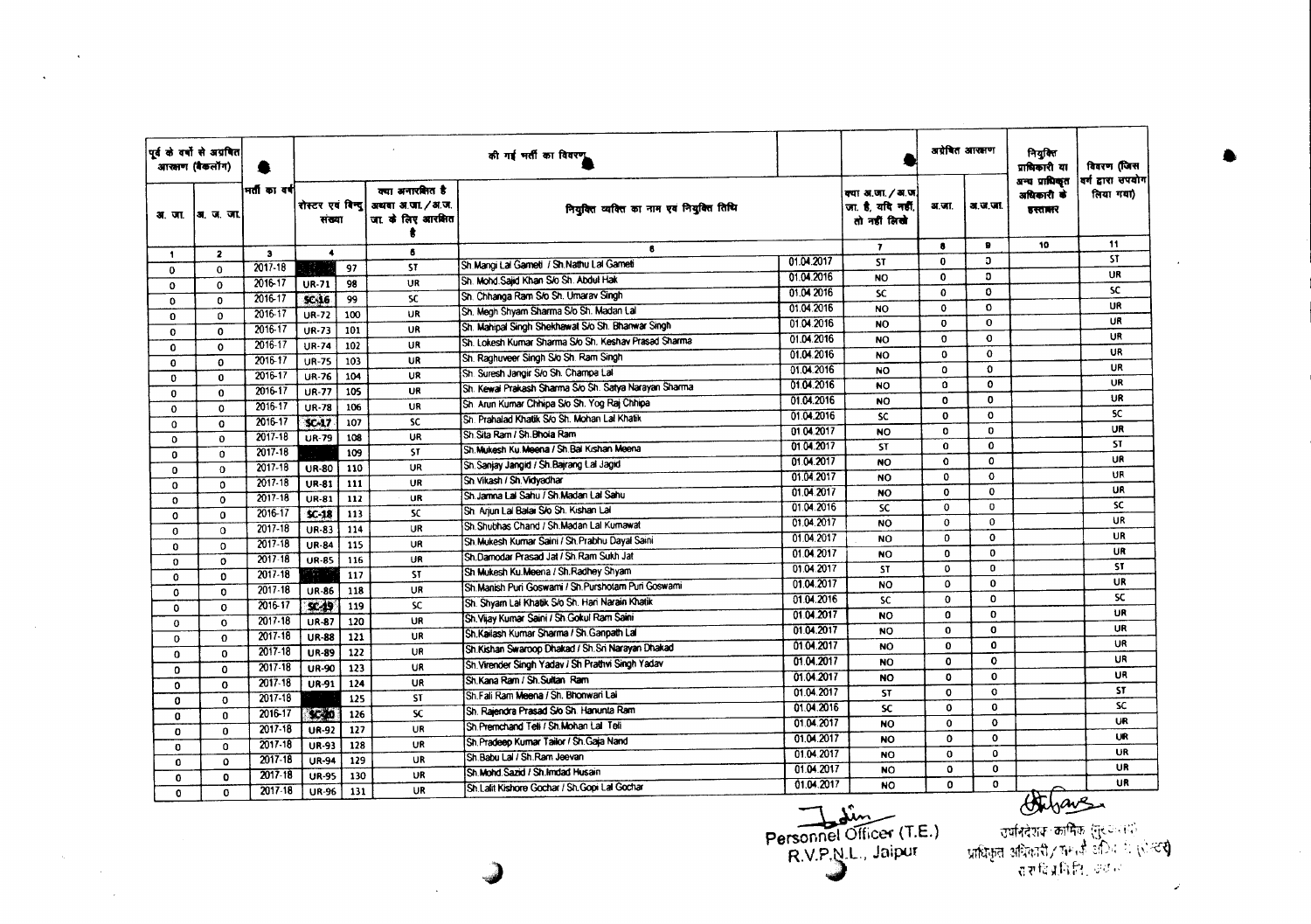| पूर्व के वर्षों से अग्रेषित आरक्षण (बैकलॉग) | | भर्ती का वर्ष | की गई भर्ती का विवरण | | | | | | अग्रेषित आरक्षण | | नियुक्ति प्राधिकारी या अन्य प्राधिकृत अधिकारी के हस्ताक्षर | विवरण (जिस वर्ग द्वारा उपयोग लिया गया) |
|---|---|---|---|---|---|---|---|---|---|---|---|---|
| अ. जा. | अ. ज. जा. | | रोस्टर एवं बिन्दु संख्या | | क्या अनारक्षित है अथवा अ.जा. / अ.ज. जा. के लिए आरक्षित है | नियुक्त व्यक्ति का नाम एवं नियुक्ति तिथि | | क्या अ.जा. / अ.ज. जा. है, यदि नहीं, तो नहीं लिखें | अ.जा. | अ.ज.जा. | | |
| 1 | 2 | 3 | 4 | | 5 | 6 | | 7 | 8 | 9 | 10 | 11 |
| 0 | 0 | 2017-18 | | 97 | ST | Sh.Mangi Lal Gameti / Sh.Nathu Lal Gameti | 01.04.2017 | ST | 0 | 0 | | ST |
| 0 | 0 | 2016-17 | UR-71 | 98 | UR | Sh. Mohd.Sajid Khan S/o Sh. Abdul Hak | 01.04.2016 | NO | 0 | 0 | | UR |
| 0 | 0 | 2016-17 | SC-16 | 99 | SC | Sh. Chhanga Ram S/o Sh. Umarav Singh | 01.04.2016 | SC | 0 | 0 | | SC |
| 0 | 0 | 2016-17 | UR-72 | 100 | UR | Sh. Megh Shyam Sharma S/o Sh. Madan Lal | 01.04.2016 | NO | 0 | 0 | | UR |
| 0 | 0 | 2016-17 | UR-73 | 101 | UR | Sh. Mahipal Singh Shekhawat S/o Sh. Bhanwar Singh | 01.04.2016 | NO | 0 | 0 | | UR |
| 0 | 0 | 2016-17 | UR-74 | 102 | UR | Sh. Lokesh Kumar Sharma S/o Sh. Keshav Prasad Sharma | 01.04.2016 | NO | 0 | 0 | | UR |
| 0 | 0 | 2016-17 | UR-75 | 103 | UR | Sh. Raghuveer Singh S/o Sh. Ram Singh | 01.04.2016 | NO | 0 | 0 | | UR |
| 0 | 0 | 2016-17 | UR-76 | 104 | UR | Sh. Suresh Jangir S/o Sh. Champa Lal | 01.04.2016 | NO | 0 | 0 | | UR |
| 0 | 0 | 2016-17 | UR-77 | 105 | UR | Sh. Kewal Prakash Sharma S/o Sh. Satya Narayan Sharma | 01.04.2016 | NO | 0 | 0 | | UR |
| 0 | 0 | 2016-17 | UR-78 | 106 | UR | Sh. Arun Kumar Chhipa S/o Sh. Yog Raj Chhipa | 01.04.2016 | NO | 0 | 0 | | UR |
| 0 | 0 | 2016-17 | SC-17 | 107 | SC | Sh. Prahalad Khatik S/o Sh. Mohan Lal Khatik | 01.04.2016 | SC | 0 | 0 | | SC |
| 0 | 0 | 2017-18 | UR-79 | 108 | UR | Sh.Sita Ram / Sh.Bhola Ram | 01.04.2017 | NO | 0 | 0 | | UR |
| 0 | 0 | 2017-18 | | 109 | ST | Sh.Mukesh Ku.Meena / Sh.Bal Kishan Meena | 01.04.2017 | ST | 0 | 0 | | ST |
| 0 | 0 | 2017-18 | UR-80 | 110 | UR | Sh.Sanjay Jangid / Sh.Bajrang Lal Jagid | 01.04.2017 | NO | 0 | 0 | | UR |
| 0 | 0 | 2017-18 | UR-81 | 111 | UR | Sh.Vikash / Sh.Vidyadhar | 01.04.2017 | NO | 0 | 0 | | UR |
| 0 | 0 | 2017-18 | UR-81 | 112 | UR | Sh.Jamna Lal Sahu / Sh.Madan Lal Sahu | 01.04.2017 | NO | 0 | 0 | | UR |
| 0 | 0 | 2016-17 | SC-18 | 113 | SC | Sh. Arjun Lal Balai S/o Sh. Kishan Lal | 01.04.2016 | SC | 0 | 0 | | SC |
| 0 | 0 | 2017-18 | UR-83 | 114 | UR | Sh.Shubhas Chand / Sh.Madan Lal Kumawat | 01.04.2017 | NO | 0 | 0 | | UR |
| 0 | 0 | 2017-18 | UR-84 | 115 | UR | Sh.Mukesh Kumar Saini / Sh.Prabhu Dayal Saini | 01.04.2017 | NO | 0 | 0 | | UR |
| 0 | 0 | 2017-18 | UR-85 | 116 | UR | Sh.Damodar Prasad Jat / Sh.Ram Sukh Jat | 01.04.2017 | NO | 0 | 0 | | UR |
| 0 | 0 | 2017-18 | | 117 | ST | Sh.Mukesh Ku.Meena / Sh.Radhey Shyam | 01.04.2017 | ST | 0 | 0 | | ST |
| 0 | 0 | 2017-18 | UR-86 | 118 | UR | Sh.Manish Puri Goswami / Sh.Pursholam Puri Goswami | 01.04.2017 | NO | 0 | 0 | | UR |
| 0 | 0 | 2016-17 | SC-19 | 119 | SC | Sh. Shyam Lal Khatik S/o Sh. Hari Narain Khatik | 01.04.2016 | SC | 0 | 0 | | SC |
| 0 | 0 | 2017-18 | UR-87 | 120 | UR | Sh.Vijay Kumar Saini / Sh.Gokul Ram Saini | 01.04.2017 | NO | 0 | 0 | | UR |
| 0 | 0 | 2017-18 | UR-88 | 121 | UR | Sh.Kailash Kumar Sharma / Sh.Ganpath Lal | 01.04.2017 | NO | 0 | 0 | | UR |
| 0 | 0 | 2017-18 | UR-89 | 122 | UR | Sh.Kishan Swaroop Dhakad / Sh.Sri Narayan Dhakad | 01.04.2017 | NO | 0 | 0 | | UR |
| 0 | 0 | 2017-18 | UR-90 | 123 | UR | Sh.Virender Singh Yadav / Sh.Prathvi Singh Yadav | 01.04.2017 | NO | 0 | 0 | | UR |
| 0 | 0 | 2017-18 | UR-91 | 124 | UR | Sh.Kana Ram / Sh.Sultan Ram | 01.04.2017 | NO | 0 | 0 | | UR |
| 0 | 0 | 2017-18 | | 125 | ST | Sh.Fali Ram Meena / Sh. Bhonwari Lal | 01.04.2017 | ST | 0 | 0 | | ST |
| 0 | 0 | 2016-17 | SC-20 | 126 | SC | Sh. Rajendra Prasad S/o Sh. Hanunta Ram | 01.04.2016 | SC | 0 | 0 | | SC |
| 0 | 0 | 2017-18 | UR-92 | 127 | UR | Sh.Premchand Teli / Sh.Mohan Lal Teli | 01.04.2017 | NO | 0 | 0 | | UR |
| 0 | 0 | 2017-18 | UR-93 | 128 | UR | Sh.Pradeep Kumar Tailor / Sh.Gaja Nand | 01.04.2017 | NO | 0 | 0 | | UR |
| 0 | 0 | 2017-18 | UR-94 | 129 | UR | Sh.Babu Lal / Sh.Ram Jeevan | 01.04.2017 | NO | 0 | 0 | | UR |
| 0 | 0 | 2017-18 | UR-95 | 130 | UR | Sh.Mohd.Sazid / Sh.Imdad Husain | 01.04.2017 | NO | 0 | 0 | | UR |
| 0 | 0 | 2017-18 | UR-96 | 131 | UR | Sh.Lalit Kishore Gochar / Sh.Gopi Lal Gochar | 01.04.2017 | NO | 0 | 0 | | UR |

Personnel Officer (T.E.)
R.V.P.N.L., Jaipur

उपनिदेशक कार्मिक (सुरक्षा)
प्राधिकृत अधिकारी / सम्पर्क अधिकारी (रोस्टर)
रा.रा.वि.प्र.नि.लि., जयपुर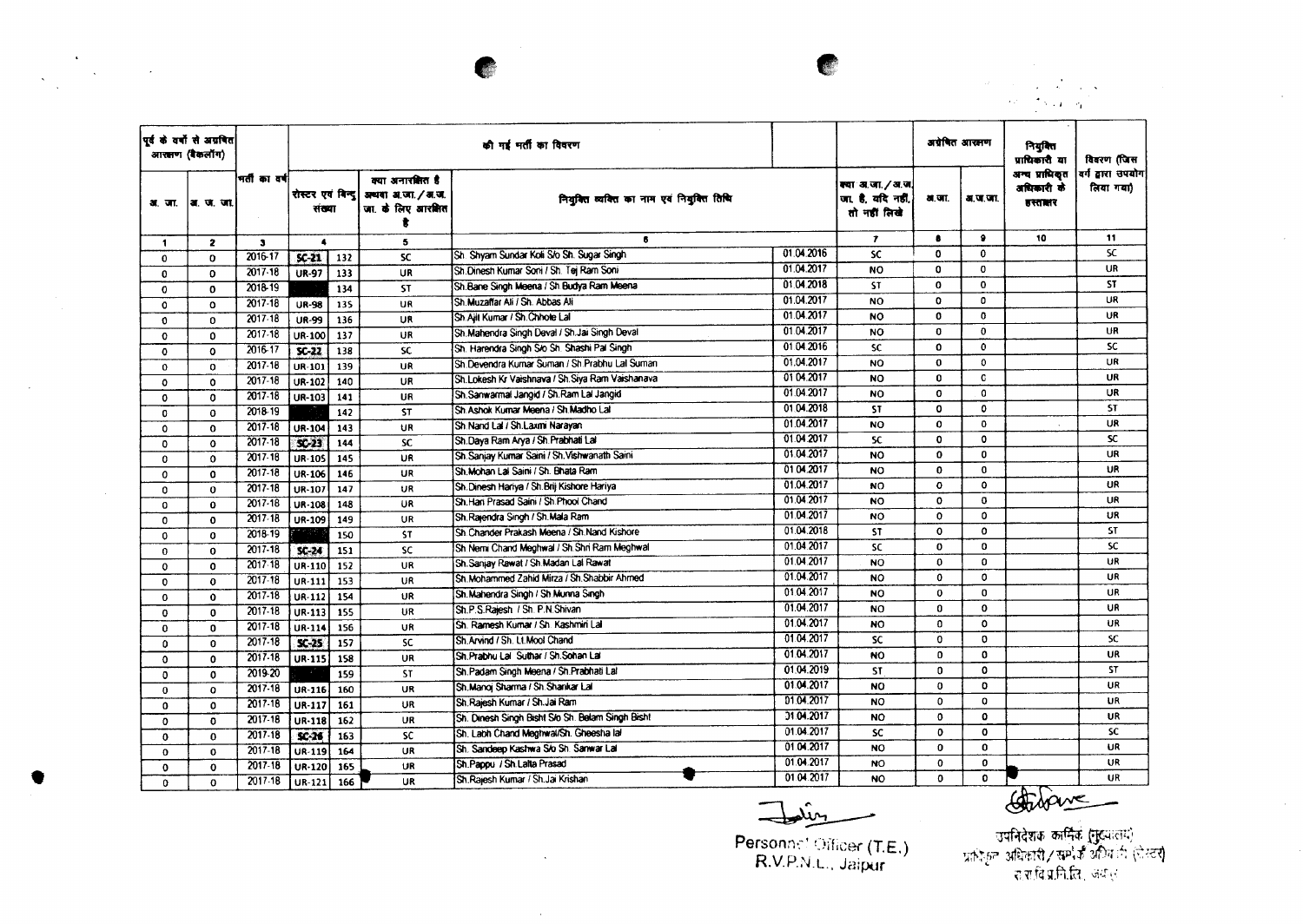| पूर्व के वर्षों से अग्रेषित आरक्षण (बैकलॉग) | | भर्ती का वर्ष | की गई भर्ती का विवरण | | | | | | अग्रेषित आरक्षण | | नियुक्ति प्राधिकारी या अन्य प्राधिकृत अधिकारी के हस्ताक्षर | विवरण (जिस वर्ग द्वारा उपयोग लिया गया) |
|---|---|---|---|---|---|---|---|---|---|---|---|---|
| अ. जा. | अ. ज. जा. | | रोस्टर एवं बिन्दु संख्या | | क्या अनारक्षित है अथवा अ.जा. / अ.ज.जा. के लिए आरक्षित है | नियुक्ति व्यक्ति का नाम एवं नियुक्ति तिथि | | क्या अ.जा. / अ.ज.जा. है, यदि नहीं, तो नहीं लिखे | अ.जा. | अ.ज.जा. | | |
| 1 | 2 | 3 | 4 | | 5 | 6 | | 7 | 8 | 9 | 10 | 11 |
| 0 | 0 | 2016-17 | SC-21 | 132 | SC | Sh. Shyam Sundar Koli S/o Sh. Sugar Singh | 01.04.2016 | SC | 0 | 0 | | SC |
| 0 | 0 | 2017-18 | UR-97 | 133 | UR | Sh.Dinesh Kumar Soni / Sh. Tej Ram Soni | 01.04.2017 | NO | 0 | 0 | | UR |
| 0 | 0 | 2018-19 | | 134 | ST | Sh.Bane Singh Meena / Sh Budya Ram Meena | 01.04.2018 | ST | 0 | 0 | | ST |
| 0 | 0 | 2017-18 | UR-98 | 135 | UR | Sh.Muzaffar Ali / Sh. Abbas Ali | 01.04.2017 | NO | 0 | 0 | | UR |
| 0 | 0 | 2017-18 | UR-99 | 136 | UR | Sh.Ajit Kumar / Sh.Chhote Lal | 01.04.2017 | NO | 0 | 0 | | UR |
| 0 | 0 | 2017-18 | UR-100 | 137 | UR | Sh.Mahendra Singh Deval / Sh.Jai Singh Deval | 01.04.2017 | NO | 0 | 0 | | UR |
| 0 | 0 | 2016-17 | SC-22 | 138 | SC | Sh. Harendra Singh S/o Sh. Shashi Pal Singh | 01.04.2016 | SC | 0 | 0 | | SC |
| 0 | 0 | 2017-18 | UR-101 | 139 | UR | Sh.Devendra Kumar Suman / Sh Prabhu Lal Suman | 01.04.2017 | NO | 0 | 0 | | UR |
| 0 | 0 | 2017-18 | UR-102 | 140 | UR | Sh.Lokesh Kr Vaishnava / Sh.Siya Ram Vaishanava | 01.04.2017 | NO | 0 | 0 | | UR |
| 0 | 0 | 2017-18 | UR-103 | 141 | UR | Sh.Sanwarmal Jangid / Sh.Ram Lal Jangid | 01.04.2017 | NO | 0 | 0 | | UR |
| 0 | 0 | 2018-19 | | 142 | ST | Sh.Ashok Kumar Meena / Sh.Madho Lal | 01.04.2018 | ST | 0 | 0 | | ST |
| 0 | 0 | 2017-18 | UR-104 | 143 | UR | Sh.Nand Lal / Sh.Laxmi Narayan | 01.04.2017 | NO | 0 | 0 | | UR |
| 0 | 0 | 2017-18 | SC-23 | 144 | SC | Sh.Daya Ram Arya / Sh.Prabhati Lal | 01.04.2017 | SC | 0 | 0 | | SC |
| 0 | 0 | 2017-18 | UR-105 | 145 | UR | Sh.Sanjay Kumar Saini / Sh.Vishwanath Saini | 01.04.2017 | NO | 0 | 0 | | UR |
| 0 | 0 | 2017-18 | UR-106 | 146 | UR | Sh.Mohan Lal Saini / Sh. Bhata Ram | 01.04.2017 | NO | 0 | 0 | | UR |
| 0 | 0 | 2017-18 | UR-107 | 147 | UR | Sh.Dinesh Hariya / Sh.Brij Kishore Hariya | 01.04.2017 | NO | 0 | 0 | | UR |
| 0 | 0 | 2017-18 | UR-108 | 148 | UR | Sh.Hari Prasad Saini / Sh.Phool Chand | 01.04.2017 | NO | 0 | 0 | | UR |
| 0 | 0 | 2017-18 | UR-109 | 149 | UR | Sh.Rajendra Singh / Sh.Mala Ram | 01.04.2017 | NO | 0 | 0 | | UR |
| 0 | 0 | 2018-19 | | 150 | ST | Sh.Chander Prakash Meena / Sh.Nand Kishore | 01.04.2018 | ST | 0 | 0 | | ST |
| 0 | 0 | 2017-18 | SC-24 | 151 | SC | Sh.Nemi Chand Meghwal / Sh.Shri Ram Meghwal | 01.04.2017 | SC | 0 | 0 | | SC |
| 0 | 0 | 2017-18 | UR-110 | 152 | UR | Sh.Sanjay Rawat / Sh.Madan Lal Rawat | 01.04.2017 | NO | 0 | 0 | | UR |
| 0 | 0 | 2017-18 | UR-111 | 153 | UR | Sh.Mohammed Zahid Mirza / Sh.Shabbir Ahmed | 01.04.2017 | NO | 0 | 0 | | UR |
| 0 | 0 | 2017-18 | UR-112 | 154 | UR | Sh.Mahendra Singh / Sh.Munna Singh | 01.04.2017 | NO | 0 | 0 | | UR |
| 0 | 0 | 2017-18 | UR-113 | 155 | UR | Sh.P.S.Rajesh / Sh. P.N.Shivan | 01.04.2017 | NO | 0 | 0 | | UR |
| 0 | 0 | 2017-18 | UR-114 | 156 | UR | Sh. Ramesh Kumar / Sh. Kashmiri Lal | 01.04.2017 | NO | 0 | 0 | | UR |
| 0 | 0 | 2017-18 | SC-25 | 157 | SC | Sh.Arvind / Sh. Lt.Mool Chand | 01.04.2017 | SC | 0 | 0 | | SC |
| 0 | 0 | 2017-18 | UR-115 | 158 | UR | Sh.Prabhu Lal Suthar / Sh.Sohan Lal | 01.04.2017 | NO | 0 | 0 | | UR |
| 0 | 0 | 2019-20 | | 159 | ST | Sh.Padam Singh Meena / Sh.Prabhati Lal | 01.04.2019 | ST | 0 | 0 | | ST |
| 0 | 0 | 2017-18 | UR-116 | 160 | UR | Sh.Manoj Sharma / Sh.Shankar Lal | 01.04.2017 | NO | 0 | 0 | | UR |
| 0 | 0 | 2017-18 | UR-117 | 161 | UR | Sh.Rajesh Kumar / Sh.Jai Ram | 01.04.2017 | NO | 0 | 0 | | UR |
| 0 | 0 | 2017-18 | UR-118 | 162 | UR | Sh. Dinesh Singh Bisht S/o Sh. Balam Singh Bisht | 01.04.2017 | NO | 0 | 0 | | UR |
| 0 | 0 | 2017-18 | SC-26 | 163 | SC | Sh. Labh Chand Meghwal/Sh. Gheesha lal | 01.04.2017 | SC | 0 | 0 | | SC |
| 0 | 0 | 2017-18 | UR-119 | 164 | UR | Sh. Sandeep Kashwa S/o Sh. Sanwar Lal | 01.04.2017 | NO | 0 | 0 | | UR |
| 0 | 0 | 2017-18 | UR-120 | 165 | UR | Sh.Pappu / Sh.Lalta Prasad | 01.04.2017 | NO | 0 | 0 | | UR |
| 0 | 0 | 2017-18 | UR-121 | 166 | UR | Sh.Rajesh Kumar / Sh.Jai Krishan | 01.04.2017 | NO | 0 | 0 | | UR |

Personnel Officer (T.E.)
R.V.P.N.L., Jaipur

उपनिदेशक कार्मिक (मुख्यालय)
प्राधिकृत अधिकारी / सम्पर्क अधिकारी (रोस्टर)
रा.रा.वि.प्र.नि.लि., जयपुर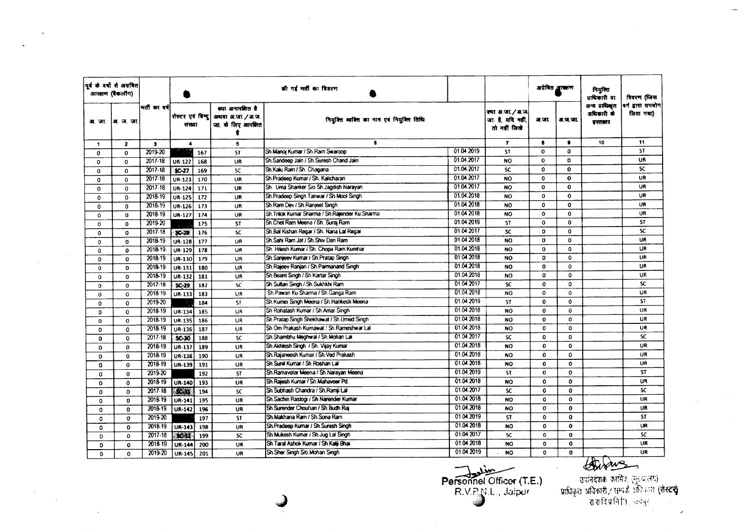| पूर्व के वर्षों से अग्रेषित आरक्षण (बैकलॉग) | | भर्ती का वर्ष | की गई भर्ती का विवरण | | | | | | अग्रेषित आरक्षण | | नियुक्ति प्राधिकारी या अन्य प्राधिकृत अधिकारी के हस्ताक्षर | विवरण (जिस वर्ग द्वारा उपयोग किया गया) |
|---|---|---|---|---|---|---|---|---|---|---|---|---|
| अ. जा. | अ. ज. जा. | | रोस्टर एवं बिन्दु संख्या | | क्या अनारक्षित है अथवा अ.जा. / अ.ज. जा. के लिए आरक्षित है | नियुक्ति व्यक्ति का नाम एवं नियुक्ति तिथि | | क्या अ.जा. / अ.ज. जा. है, यदि नहीं, तो नहीं लिखें | अ.जा. | अ.ज.जा. | | |
| 1 | 2 | 3 | 4 | | 5 | 6 | | 7 | 8 | 9 | 10 | 11 |
| 0 | 0 | 2019-20 | | 167 | ST | Sh.Manoj Kumar / Sh.Ram Swaroop | 01.04.2019 | ST | 0 | 0 | | ST |
| 0 | 0 | 2017-18 | UR-122 | 168 | UR | Sh.Sandeep Jain / Sh.Suresh Chand Jain | 01.04.2017 | NO | 0 | 0 | | UR |
| 0 | 0 | 2017-18 | SC-27 | 169 | SC | Sh.Kalu Ram / Sh. Chagana | 01.04.2017 | SC | 0 | 0 | | SC |
| 0 | 0 | 2017-18 | UR-123 | 170 | UR | Sh.Pradeep Kumar / Sh. Kalicharan | 01.04.2017 | NO | 0 | 0 | | UR |
| 0 | 0 | 2017-18 | UR-124 | 171 | UR | Sh. Uma Shanker S/o Sh.Jagdish Narayan | 01.04.2017 | NO | 0 | 0 | | UR |
| 0 | 0 | 2018-19 | UR-125 | 172 | UR | Sh.Pradeep Singh Tanwar / Sh.Mool Singh | 01.04.2018 | NO | 0 | 0 | | UR |
| 0 | 0 | 2018-19 | UR-126 | 173 | UR | Sh Ram Dev / Sh.Ranjeet Singh | 01.04.2018 | NO | 0 | 0 | | UR |
| 0 | 0 | 2018-19 | UR-127 | 174 | UR | Sh.Trilok Kumar Sharma / Sh.Rajender Ku.Sharma | 01.04.2018 | NO | 0 | 0 | | UR |
| 0 | 0 | 2019-20 | | 175 | ST | Sh.Chet Ram Meena / Sh. Suraj Ram | 01.04.2019 | ST | 0 | 0 | | ST |
| 0 | 0 | 2017-18 | SC-28 | 176 | SC | Sh.Bal Kishan Regar / Sh. Nana Lal Regar | 01.04.2017 | SC | 0 | 0 | | SC |
| 0 | 0 | 2018-19 | UR-128 | 177 | UR | Sh.Sahi Ram Jat / Sh.Shiv Dan Ram | 01.04.2018 | NO | 0 | 0 | | UR |
| 0 | 0 | 2018-19 | UR-129 | 178 | UR | Sh. Hitesh Kumar / Sh. Chopa Ram Kumhar | 01.04.2018 | NO | 0 | 0 | | UR |
| 0 | 0 | 2018-19 | UR-130 | 179 | UR | Sh.Sanjeev Kumar / Sh.Pratap Singh | 01.04.2018 | NO | 0 | 0 | | UR |
| 0 | 0 | 2018-19 | UR-131 | 180 | UR | Sh.Rajeev Ranjan / Sh.Parmanand Singh | 01.04.2018 | NO | 0 | 0 | | UR |
| 0 | 0 | 2018-19 | UR-132 | 181 | UR | Sh.Beant Singh / Sh Kartar Singh | 01.04.2018 | NO | 0 | 0 | | UR |
| 0 | 0 | 2017-18 | SC-29 | 182 | SC | Sh Sultan Singh / Sh.Sukhkhi Ram | 01.04.2017 | SC | 0 | 0 | | SC |
| 0 | 0 | 2018-19 | UR-133 | 183 | UR | Sh.Pawan Ku Sharma / Sh.Ganga Ram | 01.04.2018 | NO | 0 | 0 | | UR |
| 0 | 0 | 2019-20 | | 184 | ST | Sh.Kumer Singh Meena / Sh.Harikesh Meena | 01.04.2019 | ST | 0 | 0 | | ST |
| 0 | 0 | 2018-19 | UR-134 | 185 | UR | Sh Rohatash Kumar / Sh.Amar Singh | 01.04.2018 | NO | 0 | 0 | | UR |
| 0 | 0 | 2018-19 | UR-135 | 186 | UR | Sh Pratap Singh Shekhawat / Sh.Umed Singh | 01.04.2018 | NO | 0 | 0 | | UR |
| 0 | 0 | 2018-19 | UR-136 | 187 | UR | Sh Om Prakash Kumawat / Sh Rameshwar Lal | 01.04.2018 | NO | 0 | 0 | | UR |
| 0 | 0 | 2017-18 | SC-30 | 188 | SC | Sh.Shambhu Meghwal / Sh.Mohan Lal | 01.04.2017 | SC | 0 | 0 | | SC |
| 0 | 0 | 2018-19 | UR-137 | 189 | UR | Sh.Akhlesh Singh / Sh. Vijay Kumar | 01.04.2018 | NO | 0 | 0 | | UR |
| 0 | 0 | 2018-19 | UR-138 | 190 | UR | Sh.Rajaneesh Kumar / Sh.Ved Prakash | 01.04.2018 | NO | 0 | 0 | | UR |
| 0 | 0 | 2018-19 | UR-139 | 191 | UR | Sh.Sunil Kumar / Sh.Roshan Lal | 01.04.2018 | NO | 0 | 0 | | UR |
| 0 | 0 | 2019-20 | | 192 | ST | Sh.Ramavatar Meena / Sh.Narayan Meena | 01.04.2019 | ST | 0 | 0 | | ST |
| 0 | 0 | 2018-19 | UR-140 | 193 | UR | Sh.Rajesh Kumar / Sh.Mahaveer Pd. | 01.04.2018 | NO | 0 | 0 | | UR |
| 0 | 0 | 2017-18 | SC-31 | 194 | SC | Sh.Subhash Chandra / Sh.Ramji Lal | 01.04.2017 | SC | 0 | 0 | | SC |
| 0 | 0 | 2018-19 | UR-141 | 195 | UR | Sh.Sachin Rastogi / Sh.Narender Kumar | 01.04.2018 | NO | 0 | 0 | | UR |
| 0 | 0 | 2018-19 | UR-142 | 196 | UR | Sh.Surender Chouhan / Sh.Budh Raj | 01.04.2018 | NO | 0 | 0 | | UR |
| 0 | 0 | 2019-20 | | 197 | ST | Sh.Makhana Ram / Sh.Sona Ram | 01.04.2019 | ST | 0 | 0 | | ST |
| 0 | 0 | 2018-19 | UR-143 | 198 | UR | Sh.Pradeep Kumar / Sh.Suresh Singh | 01.04.2018 | NO | 0 | 0 | | UR |
| 0 | 0 | 2017-18 | SC-32 | 199 | SC | Sh.Mukesh Kumar / Sh.Jug Lal Singh | 01.04.2017 | SC | 0 | 0 | | SC |
| 0 | 0 | 2018-19 | UR-144 | 200 | UR | Sh.Taral Ashok Kumar / Sh.Kalji Bhai | 01.04.2018 | NO | 0 | 0 | | UR |
| 0 | 0 | 2019-20 | UR-145 | 201 | UR | Sh.Sher Singh S/o.Mohan Singh | 01.04.2019 | NO | 0 | 0 | | UR |

Personnel Officer (T.E.)
R.V.P.N.L., Jaipur

उपनिदेशक कार्मिक (मुख्यालय)
प्राधिकृत अधिकारी / सम्पर्क अधिकारी (रोस्टर)
रा.रा.वि.प्र.नि.लि. जयपुर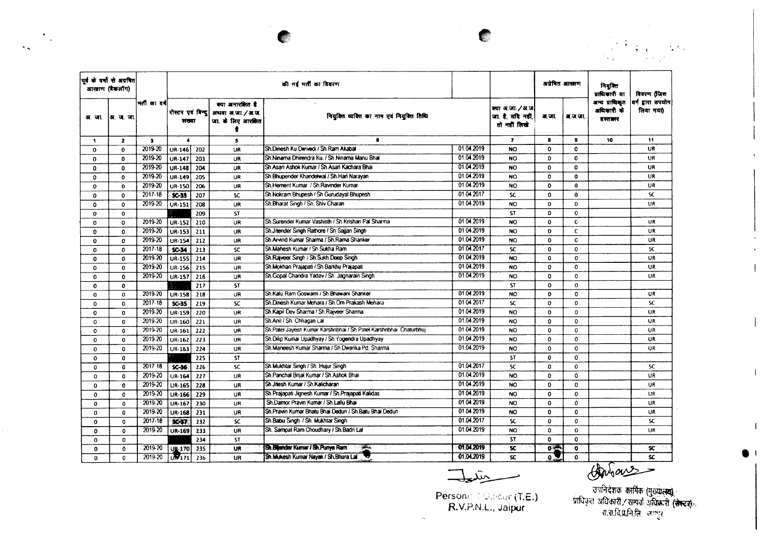| पूर्व के वर्षों से अग्रेषित आरक्षण (बैकलॉग) | | भर्ती का वर्ष | की गई भर्ती का विवरण | | | | | क्या अ.जा. / अ.ज.जा. है, यदि नहीं, तो नहीं लिखें | अग्रेषित आरक्षण | | नियुक्ति प्राधिकारी या अन्य प्राधिकृत अधिकारी के हस्ताक्षर | विवरण (जिस वर्ग द्वारा उपयोग लिया गया) |
|---|---|---|---|---|---|---|---|---|---|---|---|---|
| अ. जा. | अ. ज. जा. | | रोस्टर एवं बिन्दु संख्या | | क्या अनारक्षित है अथवा अ.जा. / अ.ज.जा. के लिए आरक्षित है | नियुक्ति व्यक्ति का नाम एवं नियुक्ति तिथि | | | अ.जा. | अ.ज.जा. | | |
| 1 | 2 | 3 | 4 | | 5 | 6 | | 7 | 8 | 9 | 10 | 11 |
| 0 | 0 | 2019-20 | UR-146 | 202 | UR | Sh.Dinesh Ku Dwivedi / Sh.Ram Akabal | 01.04.2019 | NO | 0 | 0 | | UR |
| 0 | 0 | 2019-20 | UR-147 | 203 | UR | Sh.Ninama Dhirendra Ku. / Sh.Ninama Manu Bhai | 01.04.2019 | NO | 0 | 0 | | UR |
| 0 | 0 | 2019-20 | UR-148 | 204 | UR | Sh.Asari Ashok Kumar / Sh.Asari Kachara Bhai | 01.04.2019 | NO | 0 | 0 | | UR |
| 0 | 0 | 2019-20 | UR-149 | 205 | UR | Sh.Bhupender Khandelwal / Sh.Hari Narayan | 01.04.2019 | NO | 0 | 0 | | UR |
| 0 | 0 | 2019-20 | UR-150 | 206 | UR | Sh.Hement Kumar / Sh.Ravinder Kumar | 01.04.2019 | NO | 0 | 0 | | UR |
| 0 | 0 | 2017-18 | SC-33 | 207 | SC | Sh.Nokram Bhupesh / Sh.Gurudayal Bhupesh | 01.04.2017 | SC | 0 | 0 | | SC |
| 0 | 0 | 2019-20 | UR-151 | 208 | UR | Sh.Bharat Singh / Sh. Shiv Charan | 01.04.2019 | NO | 0 | 0 | | UR |
| 0 | 0 | | | 209 | ST | | | ST | 0 | 0 | | |
| 0 | 0 | 2019-20 | UR-152 | 210 | UR | Sh.Surender Kumar Vashisth / Sh.Krishan Pal Sharma | 01.04.2019 | NO | 0 | 0 | | UR |
| 0 | 0 | 2019-20 | UR-153 | 211 | UR | Sh.Jitender Singh Rathore / Sh.Sajjan Singh | 01.04.2019 | NO | 0 | 0 | | UR |
| 0 | 0 | 2019-20 | UR-154 | 212 | UR | Sh.Arvind Kumar Sharma / Sh.Rama Shanker | 01.04.2019 | NO | 0 | 0 | | UR |
| 0 | 0 | 2017-18 | SC-34 | 213 | SC | Sh.Mahesh Kumar / Sh.Sukha Ram | 01.04.2017 | SC | 0 | 0 | | SC |
| 0 | 0 | 2019-20 | UR-155 | 214 | UR | Sh.Rajveer Singh / Sh.Sukh Deep Singh | 01.04.2019 | NO | 0 | 0 | | UR |
| 0 | 0 | 2019-20 | UR-156 | 215 | UR | Sh.Mokhan Prajapati / Sh.Barkhu Prajapati | 01.04.2019 | NO | 0 | 0 | | UR |
| 0 | 0 | 2019-20 | UR-157 | 216 | UR | Sh.Gopal Chandra Yadav / Sh. Jagnarain Singh | 01.04.2019 | NO | 0 | 0 | | UR |
| 0 | 0 | | | 217 | ST | | | ST | 0 | 0 | | |
| 0 | 0 | 2019-20 | UR-158 | 218 | UR | Sh.Kalu Ram Goswami / Sh.Bhawani Shanker | 01.04.2019 | NO | 0 | 0 | | UR |
| 0 | 0 | 2017-18 | SC-35 | 219 | SC | Sh.Dinesh Kumar Mehara / Sh.Om Prakash Mehara | 01.04.2017 | SC | 0 | 0 | | SC |
| 0 | 0 | 2019-20 | UR-159 | 220 | UR | Sh.Kapil Dev Sharma / Sh.Rajveer Sharma | 01.04.2019 | NO | 0 | 0 | | UR |
| 0 | 0 | 2019-20 | UR-160 | 221 | UR | Sh.Anil / Sh. Chhagan Lal | 01.04.2019 | NO | 0 | 0 | | UR |
| 0 | 0 | 2019-20 | UR-161 | 222 | UR | Sh.Patel Jayesh Kumar Karshnbhai / Sh.Patel Karshnbhai Chaturbhuj | 01.04.2019 | NO | 0 | 0 | | UR |
| 0 | 0 | 2019-20 | UR-162 | 223 | UR | Sh.Dilip Kumar Upadhyay / Sh.Yogendra Upadhyay | 01.04.2019 | NO | 0 | 0 | | UR |
| 0 | 0 | 2019-20 | UR-163 | 224 | UR | Sh.Maneesh Kumar Sharma / Sh.Dwarika Pd. Sharma | 01.04.2019 | NO | 0 | 0 | | UR |
| 0 | 0 | | | 225 | ST | | | ST | 0 | 0 | | |
| 0 | 0 | 2017-18 | SC-36 | 226 | SC | Sh.Mukhtar Singh / Sh. Hujur Singh | 01.04.2017 | SC | 0 | 0 | | SC |
| 0 | 0 | 2019-20 | UR-164 | 227 | UR | Sh.Panchal Brijal Kumar / Sh.Ashok Bhai | 01.04.2019 | NO | 0 | 0 | | UR |
| 0 | 0 | 2019-20 | UR-165 | 228 | UR | Sh.Jitesh Kumar / Sh.Kalicharan | 01.04.2019 | NO | 0 | 0 | | UR |
| 0 | 0 | 2019-20 | UR-166 | 229 | UR | Sh.Prajapati Jignesh Kumar / Sh.Prajapati Kalidas | 01.04.2019 | NO | 0 | 0 | | UR |
| 0 | 0 | 2019-20 | UR-167 | 230 | UR | Sh.Damor Pravin Kumar / Sh.Lallu Bhai | 01.04.2019 | NO | 0 | 0 | | UR |
| 0 | 0 | 2019-20 | UR-168 | 231 | UR | Sh.Pravin Kumar Bhatu Bhai Dedun / Sh.Batu Bhai Dedun | 01.04.2019 | NO | 0 | 0 | | UR |
| 0 | 0 | 2017-18 | SC-37 | 232 | SC | Sh.Babu Singh / Sh. Mukhtar Singh | 01.04.2017 | SC | 0 | 0 | | SC |
| 0 | 0 | 2019-20 | UR-169 | 233 | UR | Sh. Sampat Ram Choudhary / Sh.Badri Lal | 01.04.2019 | NO | 0 | 0 | | UR |
| 0 | 0 | | | 234 | ST | | | ST | 0 | 0 | | |
| 0 | 0 | 2019-20 | UR-170 | 235 | UR | Sh.Bijender Kumar / Sh.Punya Ram | 01.04.2019 | SC | 0 | 0 | | SC |
| 0 | 0 | 2019-20 | UR-171 | 236 | UR | Sh.Mukesh Kumar Nayak / Sh.Bhura Lal | 01.04.2019 | SC | 0 | 0 | | SC |

Personnel Officer (T.E.)
R.V.P.N.L., Jaipur

उपनिदेशक कार्मिक (मुख्यालय)
प्राधिकृत अधिकारी / सम्पर्क अधिकारी (रोस्टर)
रा.रा.वि.प्र.नि.लि. जयपुर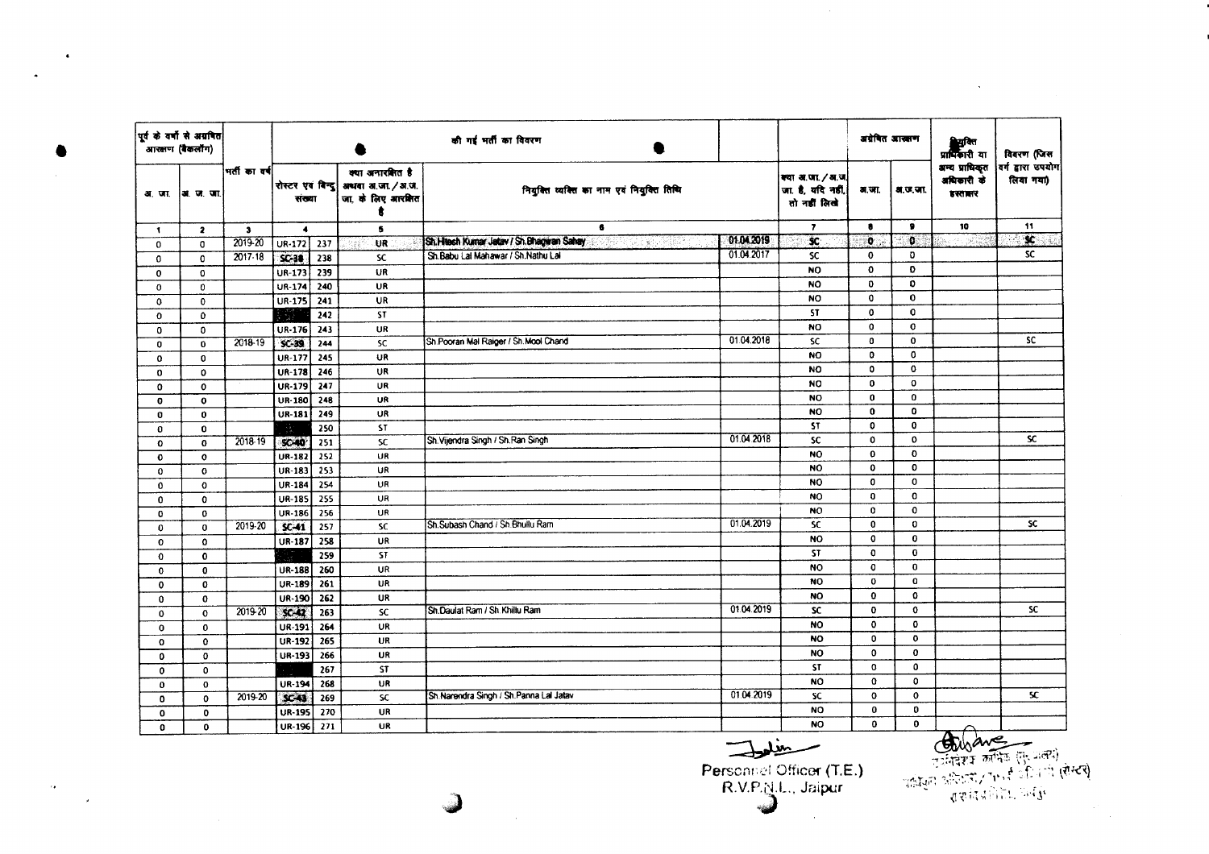| पूर्व के वर्षों से अग्रेषित आरक्षण (बैकलॉग) | | भर्ती का वर्ष | की गई भर्ती का विवरण | | | | | | अग्रेषित आरक्षण | | नियुक्ति प्राधिकारी या अन्य प्राधिकृत अधिकारी के हस्ताक्षर | विवरण (जिस वर्ग द्वारा उपयोग लिया गया) |
|---|---|---|---|---|---|---|---|---|---|---|---|---|
| अ. जा. | अ. ज. जा. | | रोस्टर एवं बिन्दु संख्या | | क्या अनारक्षित है अथवा अ.जा. / अ.ज. जा. के लिए आरक्षित है | नियुक्त व्यक्ति का नाम एवं नियुक्ति तिथि | | क्या अ.जा. / अ.ज. जा. है, यदि नहीं, तो नहीं लिखें | अ.जा. | अ.ज.जा. | | |
| 1 | 2 | 3 | 4 | | 5 | 6 | | 7 | 8 | 9 | 10 | 11 |
| 0 | 0 | 2019-20 | UR-172 | 237 | UR | Sh.Hitesh Kumar Jatav / Sh.Bhagwan Sahay | 01.04.2019 | SC | 0 | 0 | | SC |
| 0 | 0 | 2017-18 | SC-38 | 238 | SC | Sh.Babu Lal Mahawar / Sh.Nathu Lal | 01.04.2017 | SC | 0 | 0 | | SC |
| 0 | 0 | | UR-173 | 239 | UR | | | NO | 0 | 0 | | |
| 0 | 0 | | UR-174 | 240 | UR | | | NO | 0 | 0 | | |
| 0 | 0 | | UR-175 | 241 | UR | | | NO | 0 | 0 | | |
| 0 | 0 | | | 242 | ST | | | ST | 0 | 0 | | |
| 0 | 0 | | UR-176 | 243 | UR | | | NO | 0 | 0 | | |
| 0 | 0 | 2018-19 | SC-39 | 244 | SC | Sh.Pooran Mal Raiger / Sh.Mool Chand | 01.04.2018 | SC | 0 | 0 | | SC |
| 0 | 0 | | UR-177 | 245 | UR | | | NO | 0 | 0 | | |
| 0 | 0 | | UR-178 | 246 | UR | | | NO | 0 | 0 | | |
| 0 | 0 | | UR-179 | 247 | UR | | | NO | 0 | 0 | | |
| 0 | 0 | | UR-180 | 248 | UR | | | NO | 0 | 0 | | |
| 0 | 0 | | UR-181 | 249 | UR | | | NO | 0 | 0 | | |
| 0 | 0 | | | 250 | ST | | | ST | 0 | 0 | | |
| 0 | 0 | 2018-19 | SC-40 | 251 | SC | Sh.Vijendra Singh / Sh.Ran Singh | 01.04.2018 | SC | 0 | 0 | | SC |
| 0 | 0 | | UR-182 | 252 | UR | | | NO | 0 | 0 | | |
| 0 | 0 | | UR-183 | 253 | UR | | | NO | 0 | 0 | | |
| 0 | 0 | | UR-184 | 254 | UR | | | NO | 0 | 0 | | |
| 0 | 0 | | UR-185 | 255 | UR | | | NO | 0 | 0 | | |
| 0 | 0 | | UR-186 | 256 | UR | | | NO | 0 | 0 | | |
| 0 | 0 | 2019-20 | SC-41 | 257 | SC | Sh.Subash Chand / Sh.Bhullu Ram | 01.04.2019 | SC | 0 | 0 | | SC |
| 0 | 0 | | UR-187 | 258 | UR | | | NO | 0 | 0 | | |
| 0 | 0 | | | 259 | ST | | | ST | 0 | 0 | | |
| 0 | 0 | | UR-188 | 260 | UR | | | NO | 0 | 0 | | |
| 0 | 0 | | UR-189 | 261 | UR | | | NO | 0 | 0 | | |
| 0 | 0 | | UR-190 | 262 | UR | | | NO | 0 | 0 | | |
| 0 | 0 | 2019-20 | SC-42 | 263 | SC | Sh.Daulat Ram / Sh.Khillu Ram | 01.04.2019 | SC | 0 | 0 | | SC |
| 0 | 0 | | UR-191 | 264 | UR | | | NO | 0 | 0 | | |
| 0 | 0 | | UR-192 | 265 | UR | | | NO | 0 | 0 | | |
| 0 | 0 | | UR-193 | 266 | UR | | | NO | 0 | 0 | | |
| 0 | 0 | | | 267 | ST | | | ST | 0 | 0 | | |
| 0 | 0 | | UR-194 | 268 | UR | | | NO | 0 | 0 | | |
| 0 | 0 | 2019-20 | SC-43 | 269 | SC | Sh.Narendra Singh / Sh.Panna Lal Jatav | 01.04.2019 | SC | 0 | 0 | | SC |
| 0 | 0 | | UR-195 | 270 | UR | | | NO | 0 | 0 | | |
| 0 | 0 | | UR-196 | 271 | UR | | | NO | 0 | 0 | | |

Personnel Officer (T.E.)
R.V.P.N.L., Jaipur

सम्पर्क अधिकारी (रोस्टर)
राजस्थान राज्य विद्युत प्रसारण निगम लि., जयपुर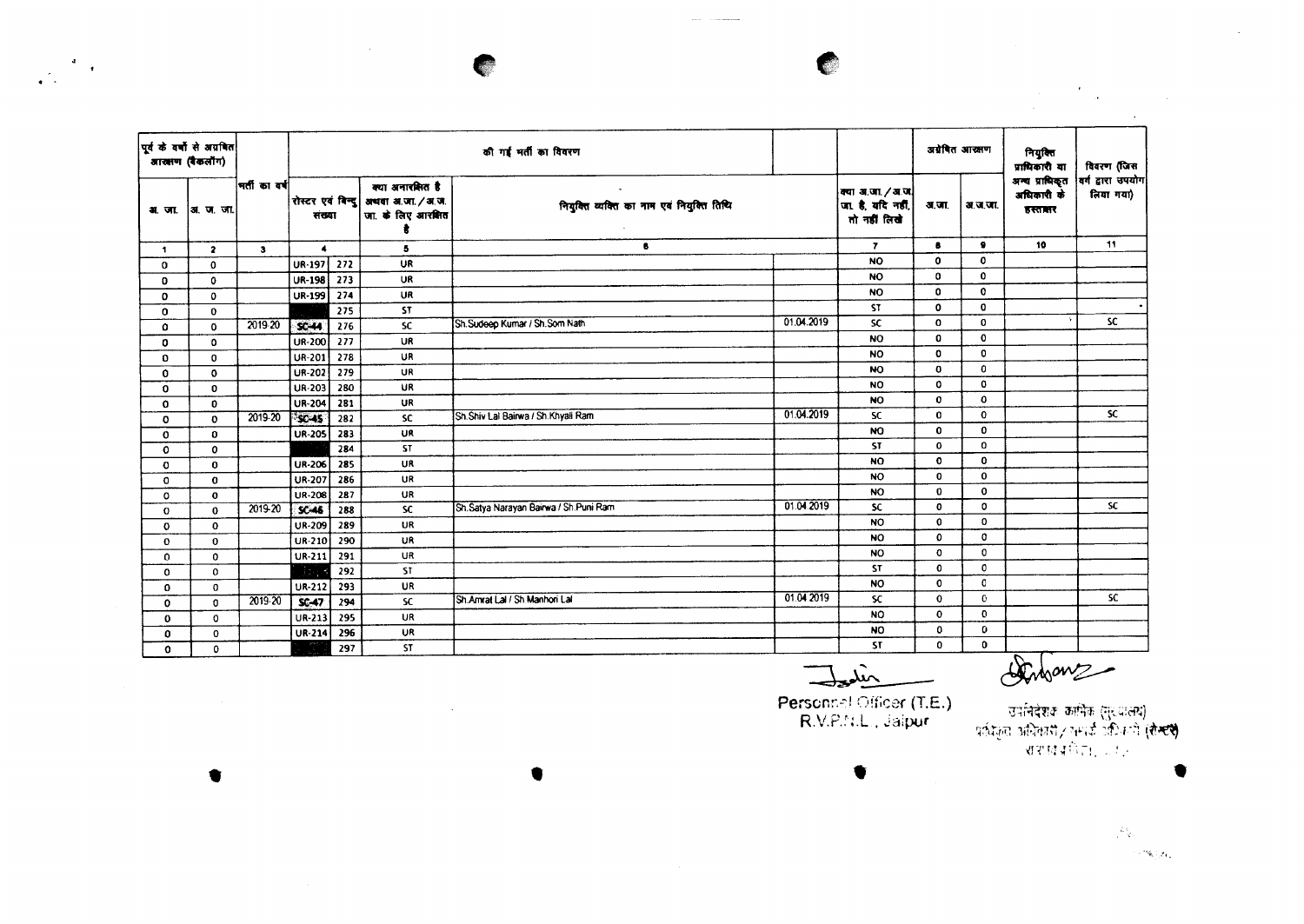| पूर्व के वर्षों से अग्रेषित आरक्षण (बैकलॉग) | | भर्ती का वर्ष | की गई भर्ती का विवरण | | | | | | अग्रेषित आरक्षण | | नियुक्ति प्राधिकारी या अन्य प्राधिकृत अधिकारी के हस्ताक्षर | विवरण (जिस वर्ग द्वारा उपयोग लिया गया) |
|---|---|---|---|---|---|---|---|---|---|---|---|---|
| अ. जा. | अ. ज. जा. | | रोस्टर एवं बिन्दु संख्या | | क्या अनारक्षित है अथवा अ.जा. / अ.ज. जा. के लिए आरक्षित है | नियुक्ति व्यक्ति का नाम एवं नियुक्ति तिथि | | क्या अ.जा. / अ.ज.जा. है, यदि नहीं, तो नहीं लिखें | अ.जा. | अ.ज.जा. | | |
| 1 | 2 | 3 | 4 | | 5 | 6 | | 7 | 8 | 9 | 10 | 11 |
| 0 | 0 | | UR-197 | 272 | UR | | | NO | 0 | 0 | | |
| 0 | 0 | | UR-198 | 273 | UR | | | NO | 0 | 0 | | |
| 0 | 0 | | UR-199 | 274 | UR | | | NO | 0 | 0 | | |
| 0 | 0 | | | 275 | ST | | | ST | 0 | 0 | | |
| 0 | 0 | 2019-20 | SC-44 | 276 | SC | Sh.Sudeep Kumar / Sh.Som Nath | 01.04.2019 | SC | 0 | 0 | | SC |
| 0 | 0 | | UR-200 | 277 | UR | | | NO | 0 | 0 | | |
| 0 | 0 | | UR-201 | 278 | UR | | | NO | 0 | 0 | | |
| 0 | 0 | | UR-202 | 279 | UR | | | NO | 0 | 0 | | |
| 0 | 0 | | UR-203 | 280 | UR | | | NO | 0 | 0 | | |
| 0 | 0 | | UR-204 | 281 | UR | | | NO | 0 | 0 | | |
| 0 | 0 | 2019-20 | SC-45 | 282 | SC | Sh.Shiv Lal Bairwa / Sh.Khyali Ram | 01.04.2019 | SC | 0 | 0 | | SC |
| 0 | 0 | | UR-205 | 283 | UR | | | NO | 0 | 0 | | |
| 0 | 0 | | | 284 | ST | | | ST | 0 | 0 | | |
| 0 | 0 | | UR-206 | 285 | UR | | | NO | 0 | 0 | | |
| 0 | 0 | | UR-207 | 286 | UR | | | NO | 0 | 0 | | |
| 0 | 0 | | UR-208 | 287 | UR | | | NO | 0 | 0 | | |
| 0 | 0 | 2019-20 | SC-46 | 288 | SC | Sh.Satya Narayan Bairwa / Sh.Puni Ram | 01.04.2019 | SC | 0 | 0 | | SC |
| 0 | 0 | | UR-209 | 289 | UR | | | NO | 0 | 0 | | |
| 0 | 0 | | UR-210 | 290 | UR | | | NO | 0 | 0 | | |
| 0 | 0 | | UR-211 | 291 | UR | | | NO | 0 | 0 | | |
| 0 | 0 | | | 292 | ST | | | ST | 0 | 0 | | |
| 0 | 0 | | UR-212 | 293 | UR | | | NO | 0 | 0 | | |
| 0 | 0 | 2019-20 | SC-47 | 294 | SC | Sh.Amrat Lal / Sh Manhori Lal | 01.04.2019 | SC | 0 | 0 | | SC |
| 0 | 0 | | UR-213 | 295 | UR | | | NO | 0 | 0 | | |
| 0 | 0 | | UR-214 | 296 | UR | | | NO | 0 | 0 | | |
| 0 | 0 | | | 297 | ST | | | ST | 0 | 0 | | |

Personnel Officer (T.E.)
R.V.P.N.L., Jaipur

उपनिदेशक कार्मिक (मुख्यालय)
प्राधिकृत अधिकारी / सम्पर्क अधिकारी (रोस्टर)
रा.रा.वि.प्र.नि., जयपुर